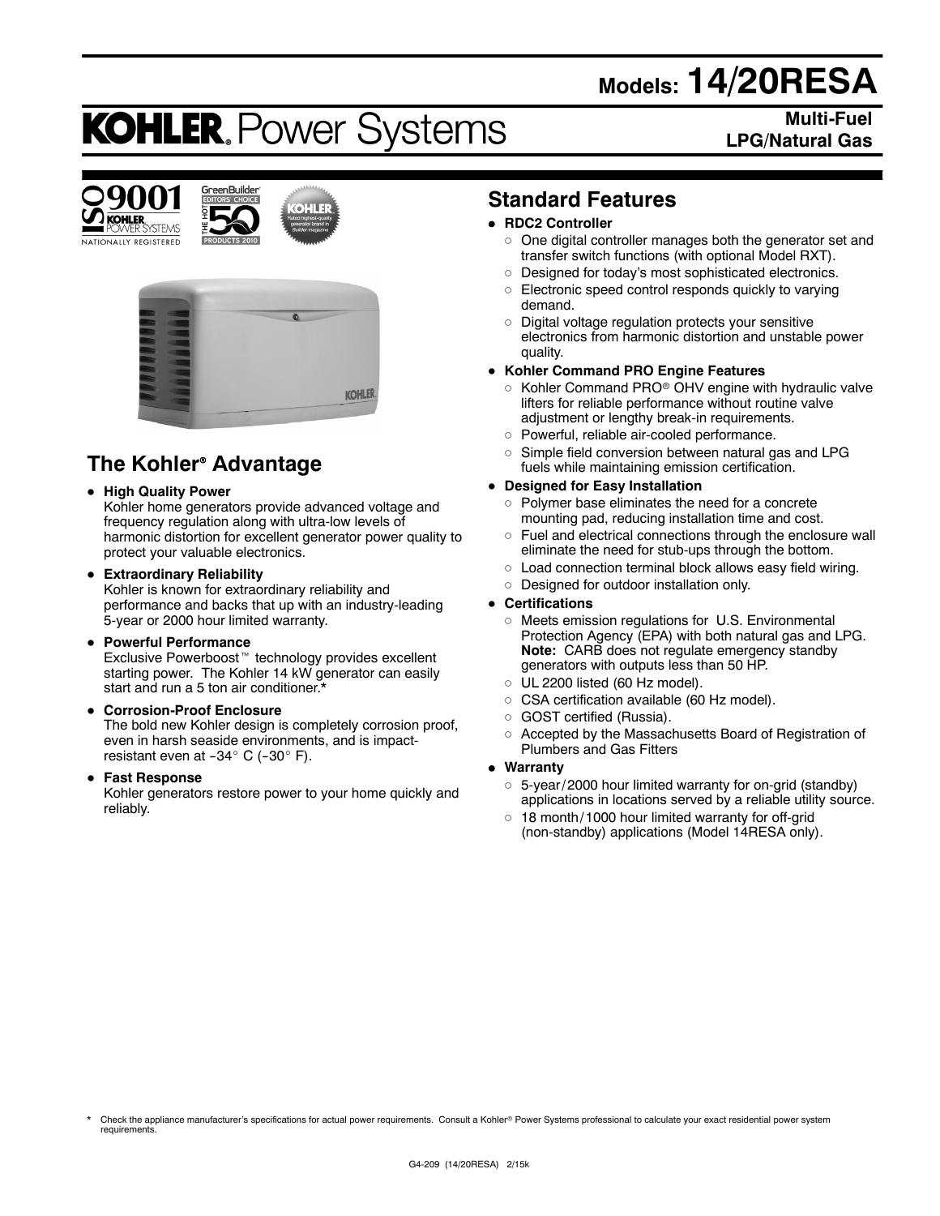# Models: 14/20RESA

## KOHLER. Power Systems

**Multi-Fuel**
**LPG/Natural Gas**

## The Kohler® Advantage

- **High Quality Power**
  Kohler home generators provide advanced voltage and frequency regulation along with ultra-low levels of harmonic distortion for excellent generator power quality to protect your valuable electronics.
- **Extraordinary Reliability**
  Kohler is known for extraordinary reliability and performance and backs that up with an industry-leading 5-year or 2000 hour limited warranty.
- **Powerful Performance**
  Exclusive Powerboost™ technology provides excellent starting power. The Kohler 14 kW generator can easily start and run a 5 ton air conditioner.*
- **Corrosion-Proof Enclosure**
  The bold new Kohler design is completely corrosion proof, even in harsh seaside environments, and is impact-resistant even at -34° C (-30° F).
- **Fast Response**
  Kohler generators restore power to your home quickly and reliably.

## Standard Features

- **RDC2 Controller**
  - One digital controller manages both the generator set and transfer switch functions (with optional Model RXT).
  - Designed for today's most sophisticated electronics.
  - Electronic speed control responds quickly to varying demand.
  - Digital voltage regulation protects your sensitive electronics from harmonic distortion and unstable power quality.
- **Kohler Command PRO Engine Features**
  - Kohler Command PRO® OHV engine with hydraulic valve lifters for reliable performance without routine valve adjustment or lengthy break-in requirements.
  - Powerful, reliable air-cooled performance.
  - Simple field conversion between natural gas and LPG fuels while maintaining emission certification.
- **Designed for Easy Installation**
  - Polymer base eliminates the need for a concrete mounting pad, reducing installation time and cost.
  - Fuel and electrical connections through the enclosure wall eliminate the need for stub-ups through the bottom.
  - Load connection terminal block allows easy field wiring.
  - Designed for outdoor installation only.
- **Certifications**
  - Meets emission regulations for U.S. Environmental Protection Agency (EPA) with both natural gas and LPG. **Note:** CARB does not regulate emergency standby generators with outputs less than 50 HP.
  - UL 2200 listed (60 Hz model).
  - CSA certification available (60 Hz model).
  - GOST certified (Russia).
  - Accepted by the Massachusetts Board of Registration of Plumbers and Gas Fitters
- **Warranty**
  - 5-year/2000 hour limited warranty for on-grid (standby) applications in locations served by a reliable utility source.
  - 18 month/1000 hour limited warranty for off-grid (non-standby) applications (Model 14RESA only).

\* Check the appliance manufacturer's specifications for actual power requirements. Consult a Kohler® Power Systems professional to calculate your exact residential power system requirements.

G4-209 (14/20RESA) 2/15k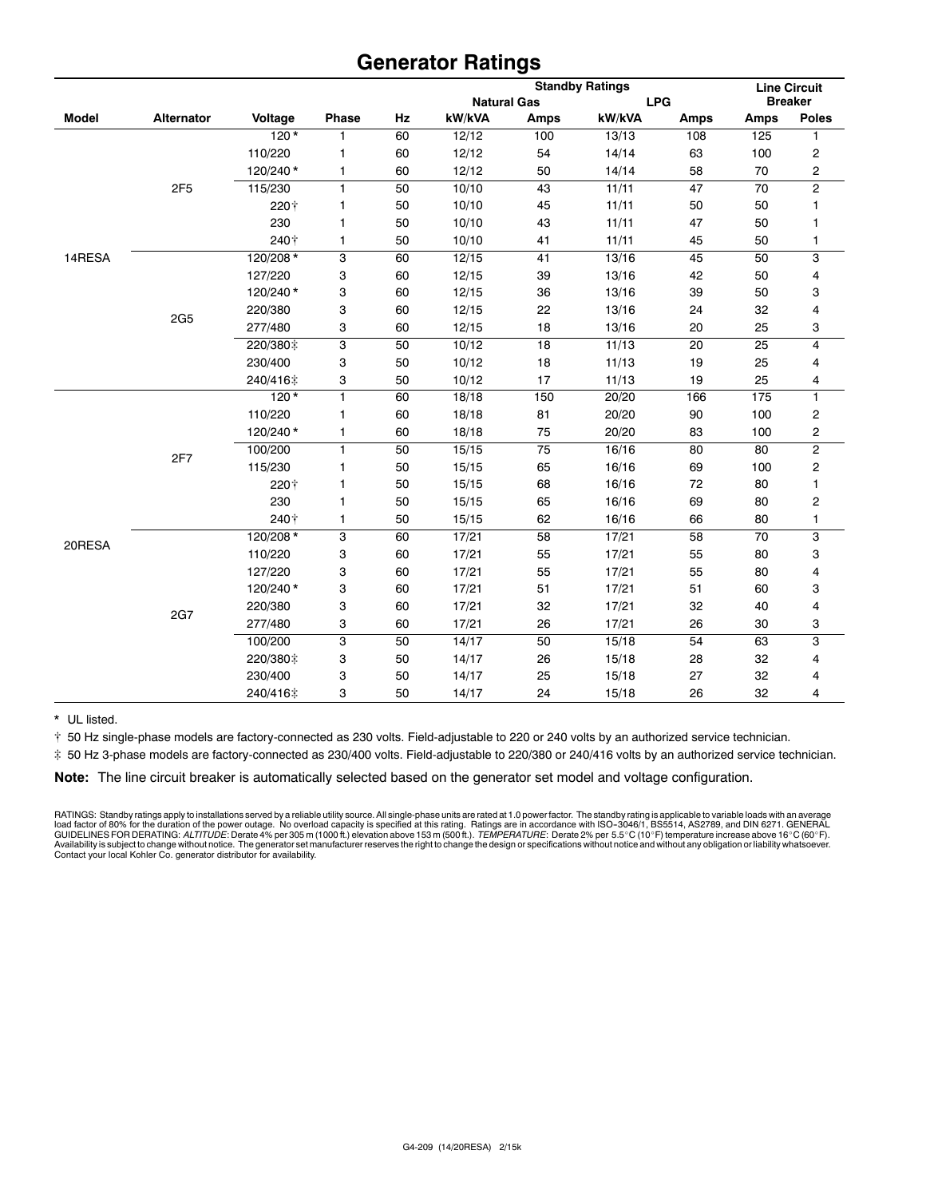# Generator Ratings

| | | | | | Standby Ratings | | | | Line Circuit Breaker | |
|---|---|---|---|---|---|---|---|---|---|---|
| | | | | | Natural Gas | | LPG | | | |
| Model | Alternator | Voltage | Phase | Hz | kW/kVA | Amps | kW/kVA | Amps | Amps | Poles |
| 14RESA | 2F5 | 120 * | 1 | 60 | 12/12 | 100 | 13/13 | 108 | 125 | 1 |
| | | 110/220 | 1 | 60 | 12/12 | 54 | 14/14 | 63 | 100 | 2 |
| | | 120/240 * | 1 | 60 | 12/12 | 50 | 14/14 | 58 | 70 | 2 |
| | | 115/230 | 1 | 50 | 10/10 | 43 | 11/11 | 47 | 70 | 2 |
| | | 220† | 1 | 50 | 10/10 | 45 | 11/11 | 50 | 50 | 1 |
| | | 230 | 1 | 50 | 10/10 | 43 | 11/11 | 47 | 50 | 1 |
| | | 240† | 1 | 50 | 10/10 | 41 | 11/11 | 45 | 50 | 1 |
| | 2G5 | 120/208 * | 3 | 60 | 12/15 | 41 | 13/16 | 45 | 50 | 3 |
| | | 127/220 | 3 | 60 | 12/15 | 39 | 13/16 | 42 | 50 | 4 |
| | | 120/240 * | 3 | 60 | 12/15 | 36 | 13/16 | 39 | 50 | 3 |
| | | 220/380 | 3 | 60 | 12/15 | 22 | 13/16 | 24 | 32 | 4 |
| | | 277/480 | 3 | 60 | 12/15 | 18 | 13/16 | 20 | 25 | 3 |
| | | 220/380‡ | 3 | 50 | 10/12 | 18 | 11/13 | 20 | 25 | 4 |
| | | 230/400 | 3 | 50 | 10/12 | 18 | 11/13 | 19 | 25 | 4 |
| | | 240/416‡ | 3 | 50 | 10/12 | 17 | 11/13 | 19 | 25 | 4 |
| 20RESA | 2F7 | 120 * | 1 | 60 | 18/18 | 150 | 20/20 | 166 | 175 | 1 |
| | | 110/220 | 1 | 60 | 18/18 | 81 | 20/20 | 90 | 100 | 2 |
| | | 120/240 * | 1 | 60 | 18/18 | 75 | 20/20 | 83 | 100 | 2 |
| | | 100/200 | 1 | 50 | 15/15 | 75 | 16/16 | 80 | 80 | 2 |
| | | 115/230 | 1 | 50 | 15/15 | 65 | 16/16 | 69 | 100 | 2 |
| | | 220† | 1 | 50 | 15/15 | 68 | 16/16 | 72 | 80 | 1 |
| | | 230 | 1 | 50 | 15/15 | 65 | 16/16 | 69 | 80 | 2 |
| | | 240† | 1 | 50 | 15/15 | 62 | 16/16 | 66 | 80 | 1 |
| | 2G7 | 120/208 * | 3 | 60 | 17/21 | 58 | 17/21 | 58 | 70 | 3 |
| | | 110/220 | 3 | 60 | 17/21 | 55 | 17/21 | 55 | 80 | 3 |
| | | 127/220 | 3 | 60 | 17/21 | 55 | 17/21 | 55 | 80 | 4 |
| | | 120/240 * | 3 | 60 | 17/21 | 51 | 17/21 | 51 | 60 | 3 |
| | | 220/380 | 3 | 60 | 17/21 | 32 | 17/21 | 32 | 40 | 4 |
| | | 277/480 | 3 | 60 | 17/21 | 26 | 17/21 | 26 | 30 | 3 |
| | | 100/200 | 3 | 50 | 14/17 | 50 | 15/18 | 54 | 63 | 3 |
| | | 220/380‡ | 3 | 50 | 14/17 | 26 | 15/18 | 28 | 32 | 4 |
| | | 230/400 | 3 | 50 | 14/17 | 25 | 15/18 | 27 | 32 | 4 |
| | | 240/416‡ | 3 | 50 | 14/17 | 24 | 15/18 | 26 | 32 | 4 |

* UL listed.

† 50 Hz single-phase models are factory-connected as 230 volts. Field-adjustable to 220 or 240 volts by an authorized service technician.

‡ 50 Hz 3-phase models are factory-connected as 230/400 volts. Field-adjustable to 220/380 or 240/416 volts by an authorized service technician.

**Note:** The line circuit breaker is automatically selected based on the generator set model and voltage configuration.

RATINGS: Standby ratings apply to installations served by a reliable utility source. All single-phase units are rated at 1.0 power factor. The standby rating is applicable to variable loads with an average load factor of 80% for the duration of the power outage. No overload capacity is specified at this rating. Ratings are in accordance with ISO-3046/1, BS5514, AS2789, and DIN 6271. GENERAL GUIDELINES FOR DERATING: *ALTITUDE*: Derate 4% per 305 m (1000 ft.) elevation above 153 m (500 ft.). *TEMPERATURE*: Derate 2% per 5.5°C (10°F) temperature increase above 16°C (60°F). Availability is subject to change without notice. The generator set manufacturer reserves the right to change the design or specifications without notice and without any obligation or liability whatsoever. Contact your local Kohler Co. generator distributor for availability.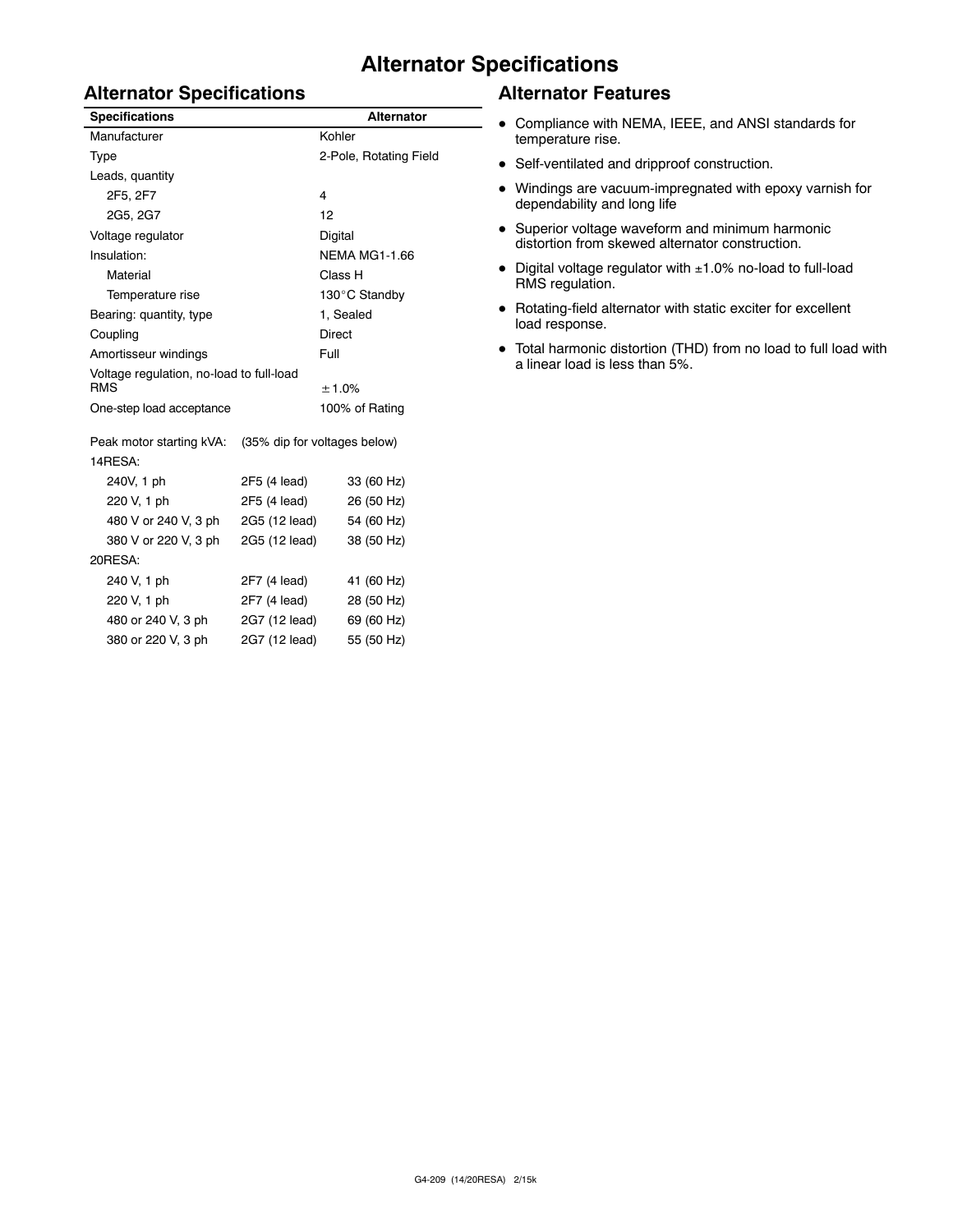# Alternator Specifications

## Alternator Specifications

| Specifications | Alternator |
|---|---|
| Manufacturer | Kohler |
| Type | 2-Pole, Rotating Field |
| Leads, quantity | |
| 2F5, 2F7 | 4 |
| 2G5, 2G7 | 12 |
| Voltage regulator | Digital |
| Insulation: | NEMA MG1-1.66 |
| Material | Class H |
| Temperature rise | 130°C Standby |
| Bearing: quantity, type | 1, Sealed |
| Coupling | Direct |
| Amortisseur windings | Full |
| Voltage regulation, no-load to full-load RMS | ± 1.0% |
| One-step load acceptance | 100% of Rating |

| Peak motor starting kVA: | (35% dip for voltages below) | |
|---|---|---|
| 14RESA: | | |
| 240V, 1 ph | 2F5 (4 lead) | 33 (60 Hz) |
| 220 V, 1 ph | 2F5 (4 lead) | 26 (50 Hz) |
| 480 V or 240 V, 3 ph | 2G5 (12 lead) | 54 (60 Hz) |
| 380 V or 220 V, 3 ph | 2G5 (12 lead) | 38 (50 Hz) |
| 20RESA: | | |
| 240 V, 1 ph | 2F7 (4 lead) | 41 (60 Hz) |
| 220 V, 1 ph | 2F7 (4 lead) | 28 (50 Hz) |
| 480 or 240 V, 3 ph | 2G7 (12 lead) | 69 (60 Hz) |
| 380 or 220 V, 3 ph | 2G7 (12 lead) | 55 (50 Hz) |

## Alternator Features

- Compliance with NEMA, IEEE, and ANSI standards for temperature rise.
- Self-ventilated and dripproof construction.
- Windings are vacuum-impregnated with epoxy varnish for dependability and long life
- Superior voltage waveform and minimum harmonic distortion from skewed alternator construction.
- Digital voltage regulator with ±1.0% no-load to full-load RMS regulation.
- Rotating-field alternator with static exciter for excellent load response.
- Total harmonic distortion (THD) from no load to full load with a linear load is less than 5%.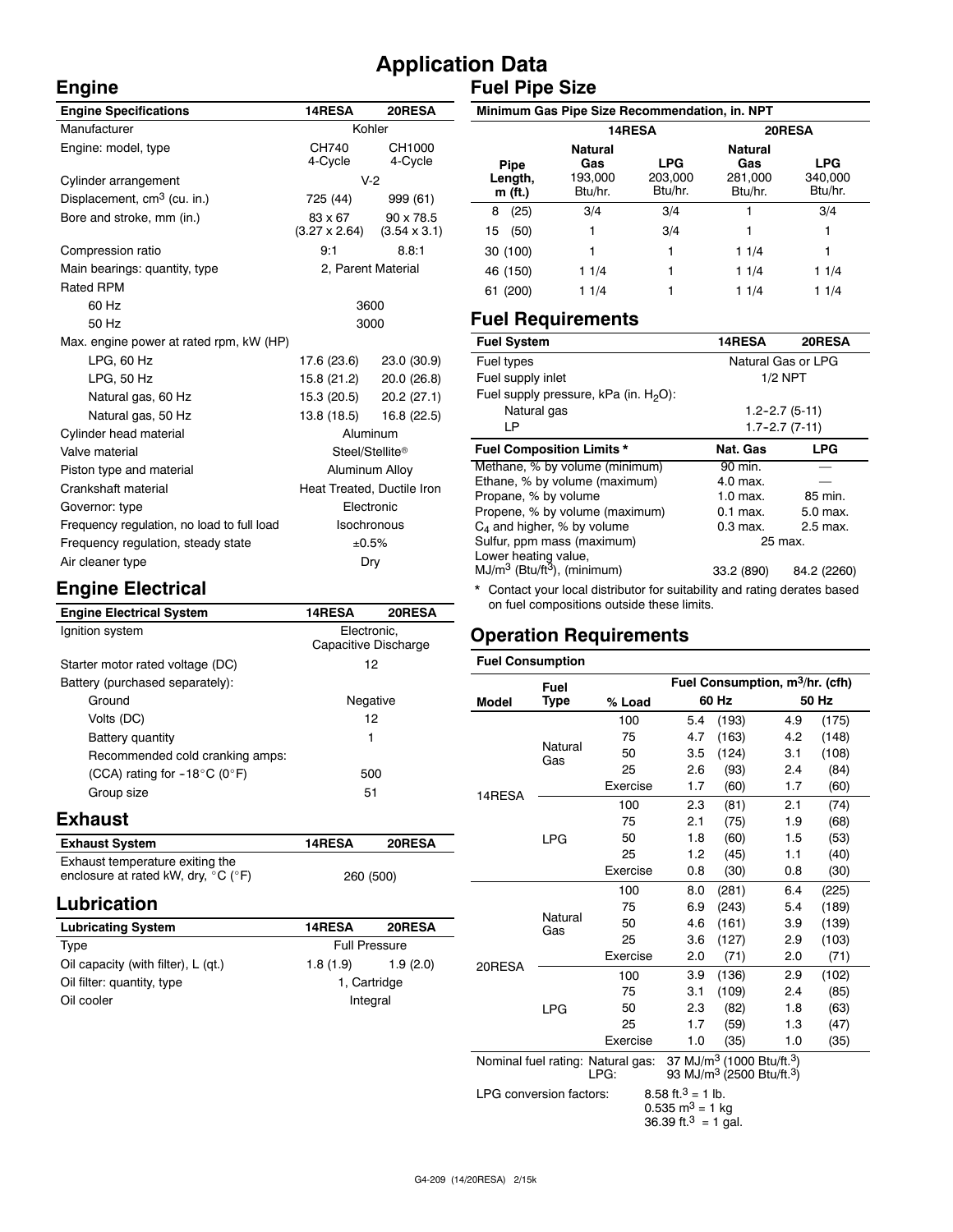# Application Data

## Engine

| Engine Specifications | 14RESA | 20RESA |
|---|---|---|
| Manufacturer | Kohler | |
| Engine: model, type | CH740 4-Cycle | CH1000 4-Cycle |
| Cylinder arrangement | V-2 | |
| Displacement, $cm^3$ (cu. in.) | 725 (44) | 999 (61) |
| Bore and stroke, mm (in.) | 83 x 67 (3.27 x 2.64) | 90 x 78.5 (3.54 x 3.1) |
| Compression ratio | 9:1 | 8.8:1 |
| Main bearings: quantity, type | 2, Parent Material | |
| Rated RPM | | |
| 60 Hz | 3600 | |
| 50 Hz | 3000 | |
| Max. engine power at rated rpm, kW (HP) | | |
| LPG, 60 Hz | 17.6 (23.6) | 23.0 (30.9) |
| LPG, 50 Hz | 15.8 (21.2) | 20.0 (26.8) |
| Natural gas, 60 Hz | 15.3 (20.5) | 20.2 (27.1) |
| Natural gas, 50 Hz | 13.8 (18.5) | 16.8 (22.5) |
| Cylinder head material | Aluminum | |
| Valve material | Steel/Stellite® | |
| Piston type and material | Aluminum Alloy | |
| Crankshaft material | Heat Treated, Ductile Iron | |
| Governor: type | Electronic | |
| Frequency regulation, no load to full load | Isochronous | |
| Frequency regulation, steady state | ±0.5% | |
| Air cleaner type | Dry | |

## Engine Electrical

| Engine Electrical System | 14RESA | 20RESA |
|---|---|---|
| Ignition system | Electronic, Capacitive Discharge | |
| Starter motor rated voltage (DC) | 12 | |
| Battery (purchased separately): | | |
| Ground | Negative | |
| Volts (DC) | 12 | |
| Battery quantity | 1 | |
| Recommended cold cranking amps: (CCA) rating for −18°C (0°F) | 500 | |
| Group size | 51 | |

## Exhaust

| Exhaust System | 14RESA | 20RESA |
|---|---|---|
| Exhaust temperature exiting the enclosure at rated kW, dry, °C (°F) | 260 (500) | |

## Lubrication

| Lubricating System | 14RESA | 20RESA |
|---|---|---|
| Type | Full Pressure | |
| Oil capacity (with filter), L (qt.) | 1.8 (1.9) | 1.9 (2.0) |
| Oil filter: quantity, type | 1, Cartridge | |
| Oil cooler | Integral | |

## Fuel Pipe Size

**Minimum Gas Pipe Size Recommendation, in. NPT**

| | 14RESA | | 20RESA | |
|---|---|---|---|---|
| Pipe Length, m (ft.) | Natural Gas 193,000 Btu/hr. | LPG 203,000 Btu/hr. | Natural Gas 281,000 Btu/hr. | LPG 340,000 Btu/hr. |
| 8 (25) | 3/4 | 3/4 | 1 | 3/4 |
| 15 (50) | 1 | 3/4 | 1 | 1 |
| 30 (100) | 1 | 1 | 1 1/4 | 1 |
| 46 (150) | 1 1/4 | 1 | 1 1/4 | 1 1/4 |
| 61 (200) | 1 1/4 | 1 | 1 1/4 | 1 1/4 |

## Fuel Requirements

| Fuel System | 14RESA | 20RESA |
|---|---|---|
| Fuel types | Natural Gas or LPG | |
| Fuel supply inlet | 1/2 NPT | |
| Fuel supply pressure, kPa (in. $H_2O$): | | |
| Natural gas | 1.2–2.7 (5-11) | |
| LP | 1.7–2.7 (7-11) | |

| Fuel Composition Limits * | Nat. Gas | LPG |
|---|---|---|
| Methane, % by volume (minimum) | 90 min. | — |
| Ethane, % by volume (maximum) | 4.0 max. | — |
| Propane, % by volume | 1.0 max. | 85 min. |
| Propene, % by volume (maximum) | 0.1 max. | 5.0 max. |
| $C_4$ and higher, % by volume | 0.3 max. | 2.5 max. |
| Sulfur, ppm mass (maximum) | 25 max. | |
| Lower heating value, $MJ/m^3$ ($Btu/ft^3$), (minimum) | 33.2 (890) | 84.2 (2260) |

\* Contact your local distributor for suitability and rating derates based on fuel compositions outside these limits.

## Operation Requirements

**Fuel Consumption**

| Model | Fuel Type | % Load | 60 Hz Fuel Consumption, $m^3$/hr. (cfh) | 50 Hz Fuel Consumption, $m^3$/hr. (cfh) |
|---|---|---|---|---|
| 14RESA | Natural Gas | 100 | 5.4 (193) | 4.9 (175) |
| | | 75 | 4.7 (163) | 4.2 (148) |
| | | 50 | 3.5 (124) | 3.1 (108) |
| | | 25 | 2.6 (93) | 2.4 (84) |
| | | Exercise | 1.7 (60) | 1.7 (60) |
| | LPG | 100 | 2.3 (81) | 2.1 (74) |
| | | 75 | 2.1 (75) | 1.9 (68) |
| | | 50 | 1.8 (60) | 1.5 (53) |
| | | 25 | 1.2 (45) | 1.1 (40) |
| | | Exercise | 0.8 (30) | 0.8 (30) |
| 20RESA | Natural Gas | 100 | 8.0 (281) | 6.4 (225) |
| | | 75 | 6.9 (243) | 5.4 (189) |
| | | 50 | 4.6 (161) | 3.9 (139) |
| | | 25 | 3.6 (127) | 2.9 (103) |
| | | Exercise | 2.0 (71) | 2.0 (71) |
| | LPG | 100 | 3.9 (136) | 2.9 (102) |
| | | 75 | 3.1 (109) | 2.4 (85) |
| | | 50 | 2.3 (82) | 1.8 (63) |
| | | 25 | 1.7 (59) | 1.3 (47) |
| | | Exercise | 1.0 (35) | 1.0 (35) |

Nominal fuel rating: Natural gas: 37 $MJ/m^3$ (1000 $Btu/ft.^3$)
LPG: 93 $MJ/m^3$ (2500 $Btu/ft.^3$)

LPG conversion factors: 8.58 $ft.^3$ = 1 lb.
0.535 $m^3$ = 1 kg
36.39 $ft.^3$ = 1 gal.

G4-209 (14/20RESA) 2/15k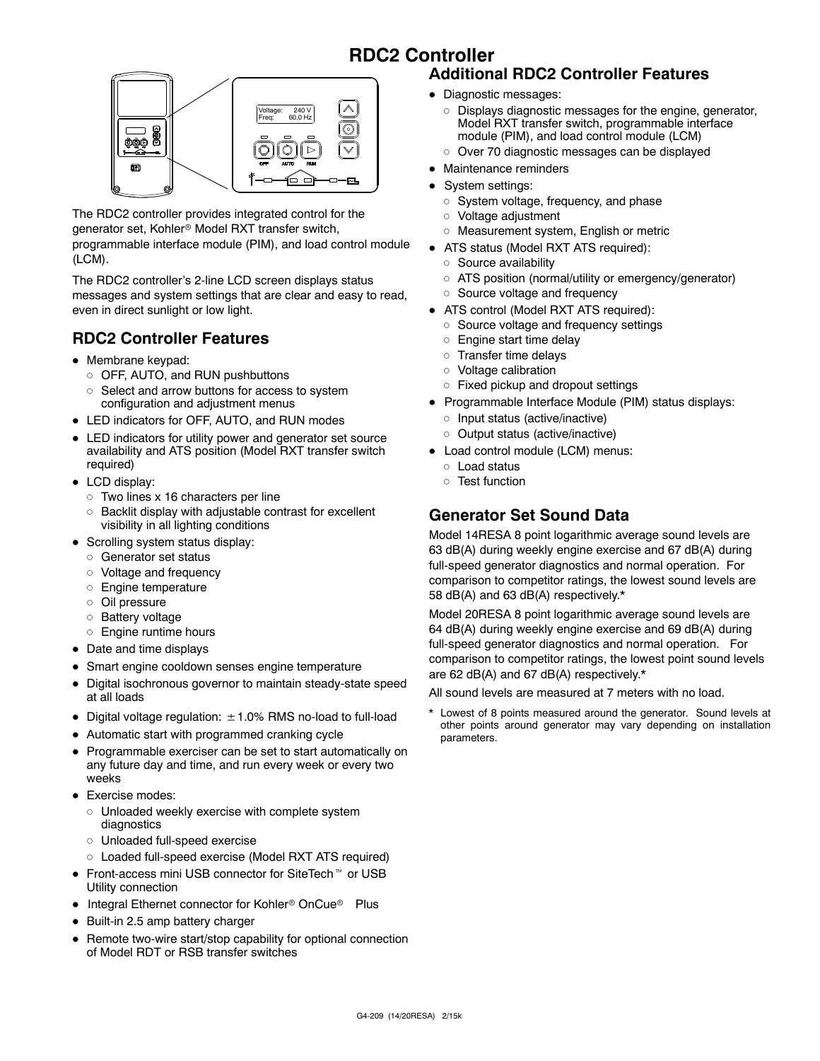# RDC2 Controller

The RDC2 controller provides integrated control for the generator set, Kohler® Model RXT transfer switch, programmable interface module (PIM), and load control module (LCM).

The RDC2 controller's 2-line LCD screen displays status messages and system settings that are clear and easy to read, even in direct sunlight or low light.

## RDC2 Controller Features

- Membrane keypad:
  - OFF, AUTO, and RUN pushbuttons
  - Select and arrow buttons for access to system configuration and adjustment menus
- LED indicators for OFF, AUTO, and RUN modes
- LED indicators for utility power and generator set source availability and ATS position (Model RXT transfer switch required)
- LCD display:
  - Two lines x 16 characters per line
  - Backlit display with adjustable contrast for excellent visibility in all lighting conditions
- Scrolling system status display:
  - Generator set status
  - Voltage and frequency
  - Engine temperature
  - Oil pressure
  - Battery voltage
  - Engine runtime hours
- Date and time displays
- Smart engine cooldown senses engine temperature
- Digital isochronous governor to maintain steady-state speed at all loads
- Digital voltage regulation: ±1.0% RMS no-load to full-load
- Automatic start with programmed cranking cycle
- Programmable exerciser can be set to start automatically on any future day and time, and run every week or every two weeks
- Exercise modes:
  - Unloaded weekly exercise with complete system diagnostics
  - Unloaded full-speed exercise
  - Loaded full-speed exercise (Model RXT ATS required)
- Front-access mini USB connector for SiteTech™ or USB Utility connection
- Integral Ethernet connector for Kohler® OnCue® Plus
- Built-in 2.5 amp battery charger
- Remote two-wire start/stop capability for optional connection of Model RDT or RSB transfer switches

## Additional RDC2 Controller Features

- Diagnostic messages:
  - Displays diagnostic messages for the engine, generator, Model RXT transfer switch, programmable interface module (PIM), and load control module (LCM)
  - Over 70 diagnostic messages can be displayed
- Maintenance reminders
- System settings:
  - System voltage, frequency, and phase
  - Voltage adjustment
  - Measurement system, English or metric
- ATS status (Model RXT ATS required):
  - Source availability
  - ATS position (normal/utility or emergency/generator)
  - Source voltage and frequency
- ATS control (Model RXT ATS required):
  - Source voltage and frequency settings
  - Engine start time delay
  - Transfer time delays
  - Voltage calibration
  - Fixed pickup and dropout settings
- Programmable Interface Module (PIM) status displays:
  - Input status (active/inactive)
  - Output status (active/inactive)
- Load control module (LCM) menus:
  - Load status
  - Test function

## Generator Set Sound Data

Model 14RESA 8 point logarithmic average sound levels are 63 dB(A) during weekly engine exercise and 67 dB(A) during full-speed generator diagnostics and normal operation. For comparison to competitor ratings, the lowest sound levels are 58 dB(A) and 63 dB(A) respectively.*

Model 20RESA 8 point logarithmic average sound levels are 64 dB(A) during weekly engine exercise and 69 dB(A) during full-speed generator diagnostics and normal operation. For comparison to competitor ratings, the lowest point sound levels are 62 dB(A) and 67 dB(A) respectively.*

All sound levels are measured at 7 meters with no load.

\* Lowest of 8 points measured around the generator. Sound levels at other points around generator may vary depending on installation parameters.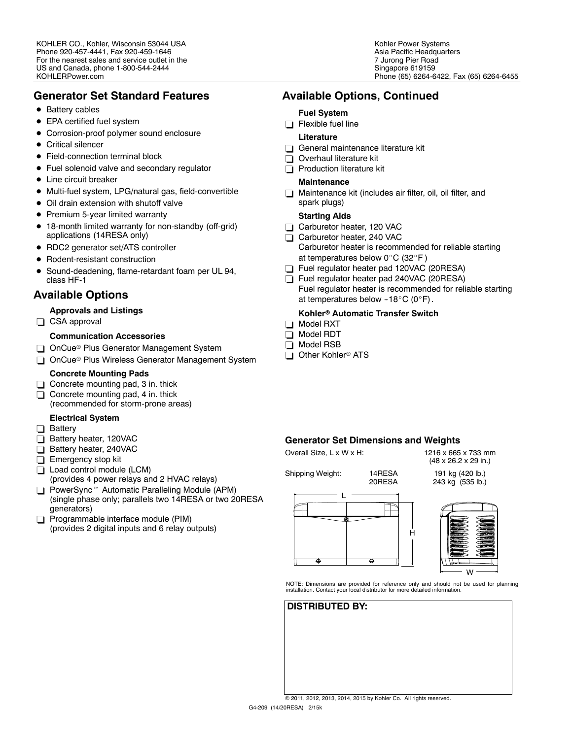KOHLER CO., Kohler, Wisconsin 53044 USA
Phone 920-457-4441, Fax 920-459-1646
For the nearest sales and service outlet in the US and Canada, phone 1-800-544-2444
KOHLERPower.com

Kohler Power Systems
Asia Pacific Headquarters
7 Jurong Pier Road
Singapore 619159
Phone (65) 6264-6422, Fax (65) 6264-6455

## Generator Set Standard Features

- Battery cables
- EPA certified fuel system
- Corrosion-proof polymer sound enclosure
- Critical silencer
- Field-connection terminal block
- Fuel solenoid valve and secondary regulator
- Line circuit breaker
- Multi-fuel system, LPG/natural gas, field-convertible
- Oil drain extension with shutoff valve
- Premium 5-year limited warranty
- 18-month limited warranty for non-standby (off-grid) applications (14RESA only)
- RDC2 generator set/ATS controller
- Rodent-resistant construction
- Sound-deadening, flame-retardant foam per UL 94, class HF-1

## Available Options

**Approvals and Listings**

- ❑ CSA approval

**Communication Accessories**

- ❑ OnCue® Plus Generator Management System
- ❑ OnCue® Plus Wireless Generator Management System

**Concrete Mounting Pads**

- ❑ Concrete mounting pad, 3 in. thick
- ❑ Concrete mounting pad, 4 in. thick (recommended for storm-prone areas)

**Electrical System**

- ❑ Battery
- ❑ Battery heater, 120VAC
- ❑ Battery heater, 240VAC
- ❑ Emergency stop kit
- ❑ Load control module (LCM) (provides 4 power relays and 2 HVAC relays)
- ❑ PowerSync™ Automatic Paralleling Module (APM) (single phase only; parallels two 14RESA or two 20RESA generators)
- ❑ Programmable interface module (PIM) (provides 2 digital inputs and 6 relay outputs)

## Available Options, Continued

**Fuel System**

- ❑ Flexible fuel line

**Literature**

- ❑ General maintenance literature kit
- ❑ Overhaul literature kit
- ❑ Production literature kit

**Maintenance**

- ❑ Maintenance kit (includes air filter, oil, oil filter, and spark plugs)

**Starting Aids**

- ❑ Carburetor heater, 120 VAC
- ❑ Carburetor heater, 240 VAC
  Carburetor heater is recommended for reliable starting at temperatures below 0°C (32°F)
- ❑ Fuel regulator heater pad 120VAC (20RESA)
- ❑ Fuel regulator heater pad 240VAC (20RESA)
  Fuel regulator heater is recommended for reliable starting at temperatures below -18°C (0°F).

**Kohler® Automatic Transfer Switch**

- ❑ Model RXT
- ❑ Model RDT
- ❑ Model RSB
- ❑ Other Kohler® ATS

## Generator Set Dimensions and Weights

| | | |
|---|---|---|
| Overall Size, L x W x H: | | 1216 x 665 x 733 mm (48 x 26.2 x 29 in.) |
| Shipping Weight: | 14RESA | 191 kg (420 lb.) |
| | 20RESA | 243 kg (535 lb.) |

L

H

W

NOTE: Dimensions are provided for reference only and should not be used for planning installation. Contact your local distributor for more detailed information.

**DISTRIBUTED BY:**

© 2011, 2012, 2013, 2014, 2015 by Kohler Co. All rights reserved.

G4-209 (14/20RESA) 2/15k